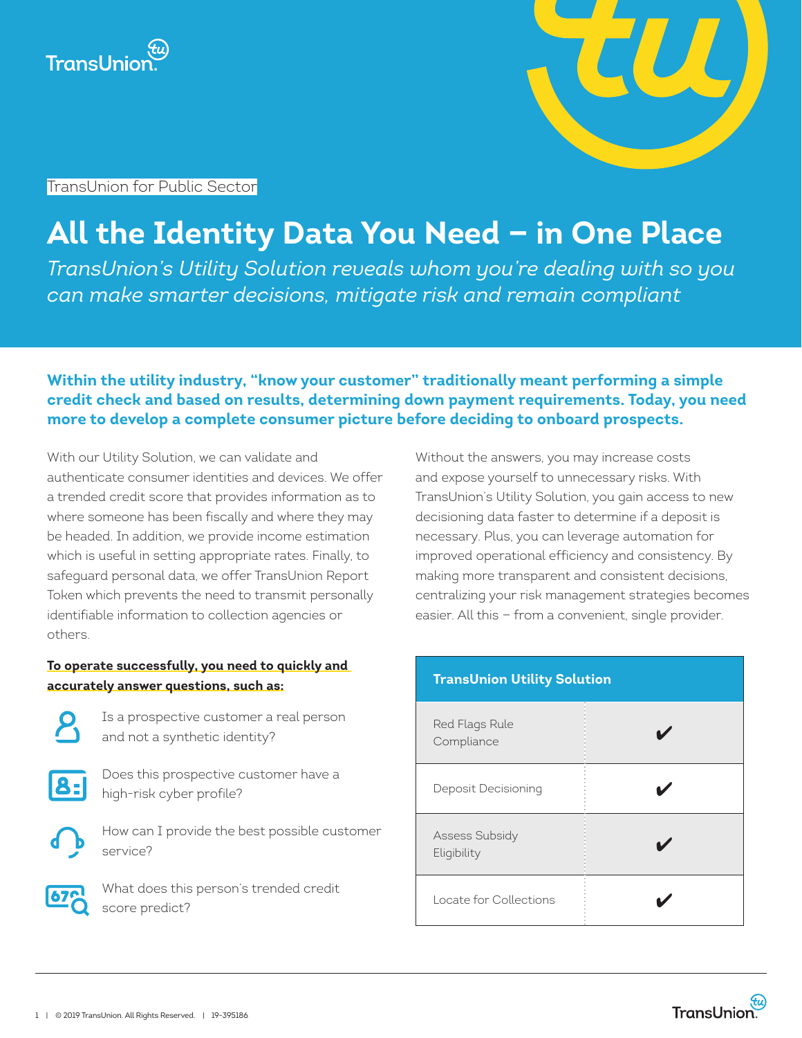TransUnion for Public Sector

# All the Identity Data You Need – in One Place

*TransUnion's Utility Solution reveals whom you're dealing with so you can make smarter decisions, mitigate risk and remain compliant*

**Within the utility industry, "know your customer" traditionally meant performing a simple credit check and based on results, determining down payment requirements. Today, you need more to develop a complete consumer picture before deciding to onboard prospects.**

With our Utility Solution, we can validate and authenticate consumer identities and devices. We offer a trended credit score that provides information as to where someone has been fiscally and where they may be headed. In addition, we provide income estimation which is useful in setting appropriate rates. Finally, to safeguard personal data, we offer TransUnion Report Token which prevents the need to transmit personally identifiable information to collection agencies or others.

**To operate successfully, you need to quickly and accurately answer questions, such as:**

- Is a prospective customer a real person and not a synthetic identity?
- Does this prospective customer have a high-risk cyber profile?
- How can I provide the best possible customer service?
- What does this person's trended credit score predict?

Without the answers, you may increase costs and expose yourself to unnecessary risks. With TransUnion's Utility Solution, you gain access to new decisioning data faster to determine if a deposit is necessary. Plus, you can leverage automation for improved operational efficiency and consistency. By making more transparent and consistent decisions, centralizing your risk management strategies becomes easier. All this – from a convenient, single provider.

| TransUnion Utility Solution | |
|---|---|
| Red Flags Rule Compliance | ✔ |
| Deposit Decisioning | ✔ |
| Assess Subsidy Eligibility | ✔ |
| Locate for Collections | ✔ |

© 2019 TransUnion. All Rights Reserved. | 19-395186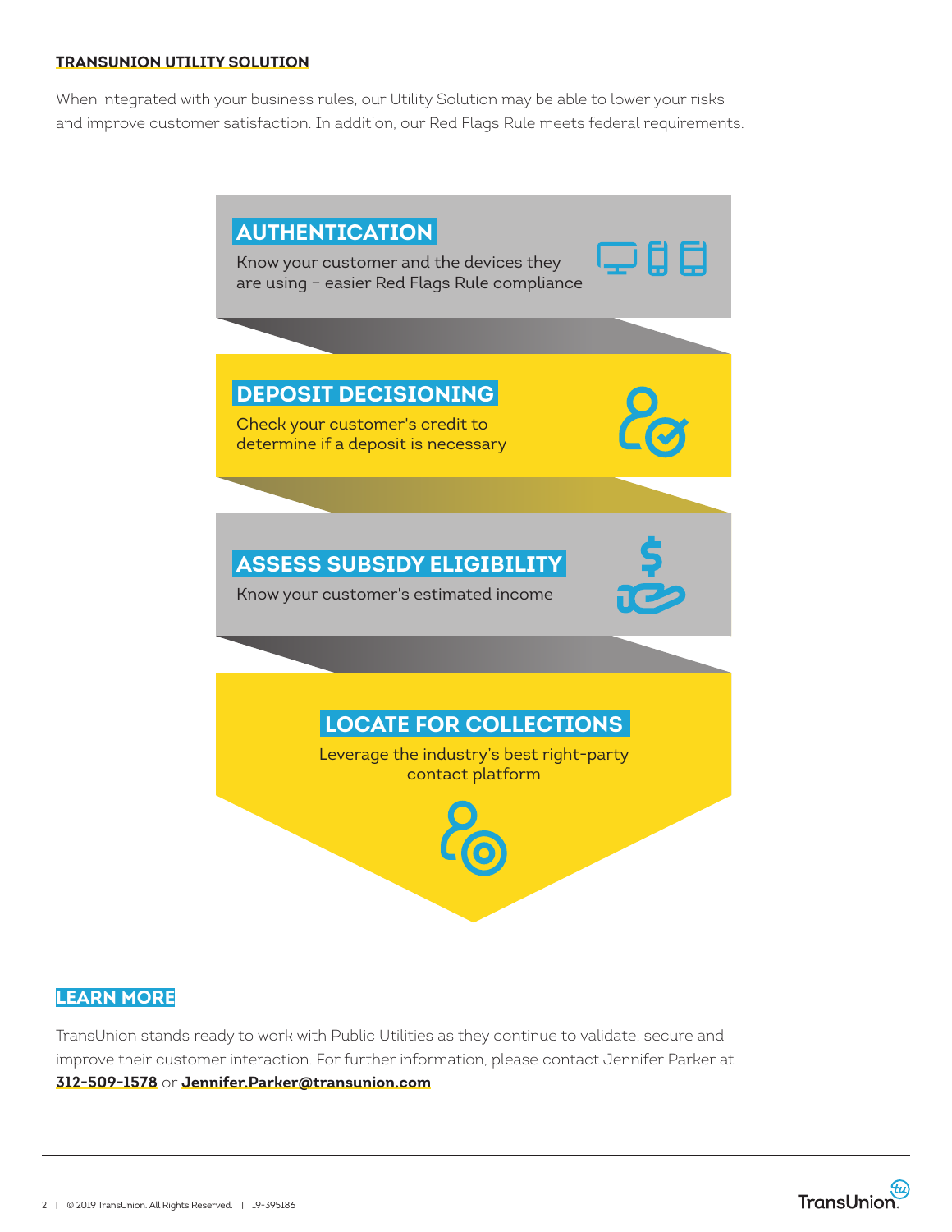## TRANSUNION UTILITY SOLUTION

When integrated with your business rules, our Utility Solution may be able to lower your risks and improve customer satisfaction. In addition, our Red Flags Rule meets federal requirements.

### AUTHENTICATION

Know your customer and the devices they are using – easier Red Flags Rule compliance

### DEPOSIT DECISIONING

Check your customer's credit to determine if a deposit is necessary

### ASSESS SUBSIDY ELIGIBILITY

Know your customer's estimated income

### LOCATE FOR COLLECTIONS

Leverage the industry's best right-party contact platform

## LEARN MORE

TransUnion stands ready to work with Public Utilities as they continue to validate, secure and improve their customer interaction. For further information, please contact Jennifer Parker at **312-509-1578** or **Jennifer.Parker@transunion.com**

© 2019 TransUnion. All Rights Reserved. | 19-395186